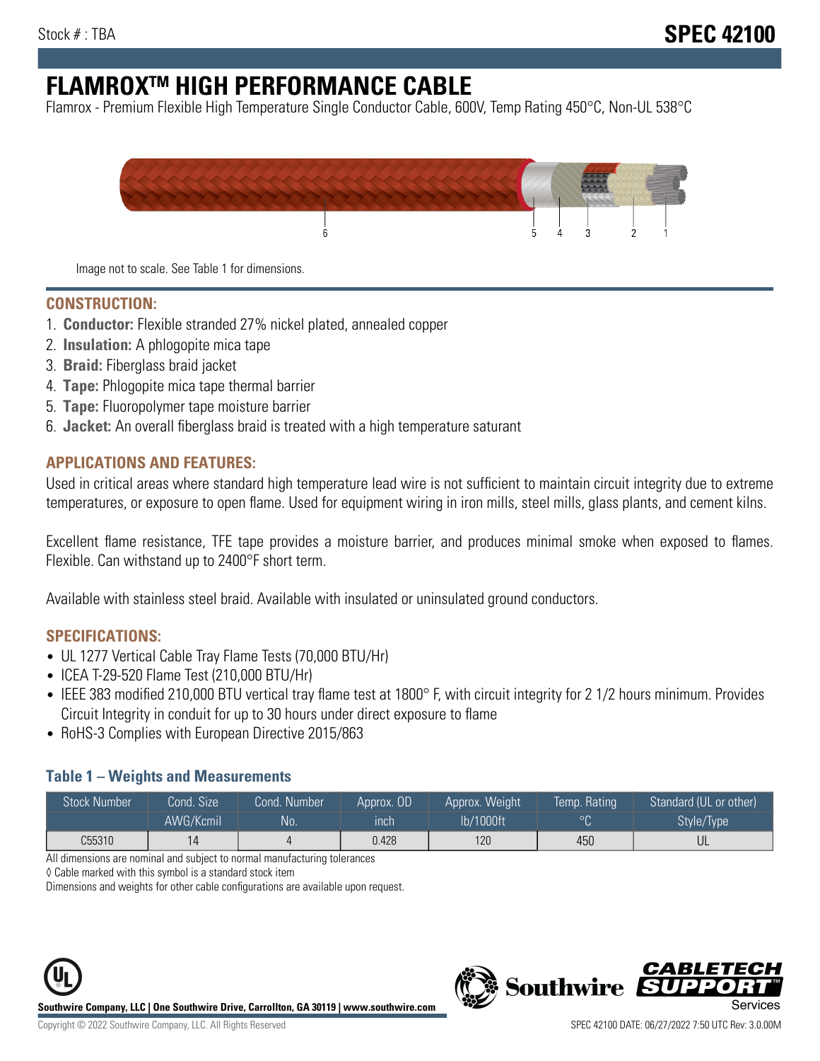Stock # : TBA

# SPEC 42100

# FLAMROX™ HIGH PERFORMANCE CABLE

Flamrox - Premium Flexible High Temperature Single Conductor Cable, 600V, Temp Rating 450°C, Non-UL 538°C

6 5 4 3 2 1

Image not to scale. See Table 1 for dimensions.

## CONSTRUCTION:

1. **Conductor:** Flexible stranded 27% nickel plated, annealed copper
2. **Insulation:** A phlogopite mica tape
3. **Braid:** Fiberglass braid jacket
4. **Tape:** Phlogopite mica tape thermal barrier
5. **Tape:** Fluoropolymer tape moisture barrier
6. **Jacket:** An overall fiberglass braid is treated with a high temperature saturant

## APPLICATIONS AND FEATURES:

Used in critical areas where standard high temperature lead wire is not sufficient to maintain circuit integrity due to extreme temperatures, or exposure to open flame. Used for equipment wiring in iron mills, steel mills, glass plants, and cement kilns.

Excellent flame resistance, TFE tape provides a moisture barrier, and produces minimal smoke when exposed to flames. Flexible. Can withstand up to 2400°F short term.

Available with stainless steel braid. Available with insulated or uninsulated ground conductors.

## SPECIFICATIONS:

- UL 1277 Vertical Cable Tray Flame Tests (70,000 BTU/Hr)
- ICEA T-29-520 Flame Test (210,000 BTU/Hr)
- IEEE 383 modified 210,000 BTU vertical tray flame test at 1800° F, with circuit integrity for 2 1/2 hours minimum. Provides Circuit Integrity in conduit for up to 30 hours under direct exposure to flame
- RoHS-3 Complies with European Directive 2015/863

### Table 1 – Weights and Measurements

| Stock Number | Cond. Size | Cond. Number | Approx. OD | Approx. Weight | Temp. Rating | Standard (UL or other) |
|---|---|---|---|---|---|---|
| | AWG/Kcmil | No. | inch | lb/1000ft | °C | Style/Type |
| C55310 | 14 | 4 | 0.428 | 120 | 450 | UL |

All dimensions are nominal and subject to normal manufacturing tolerances

◊ Cable marked with this symbol is a standard stock item

Dimensions and weights for other cable configurations are available upon request.

**Southwire Company, LLC | One Southwire Drive, Carrollton, GA 30119 | www.southwire.com**

Copyright © 2022 Southwire Company, LLC. All Rights Reserved

SPEC 42100 DATE: 06/27/2022 7:50 UTC Rev: 3.0.00M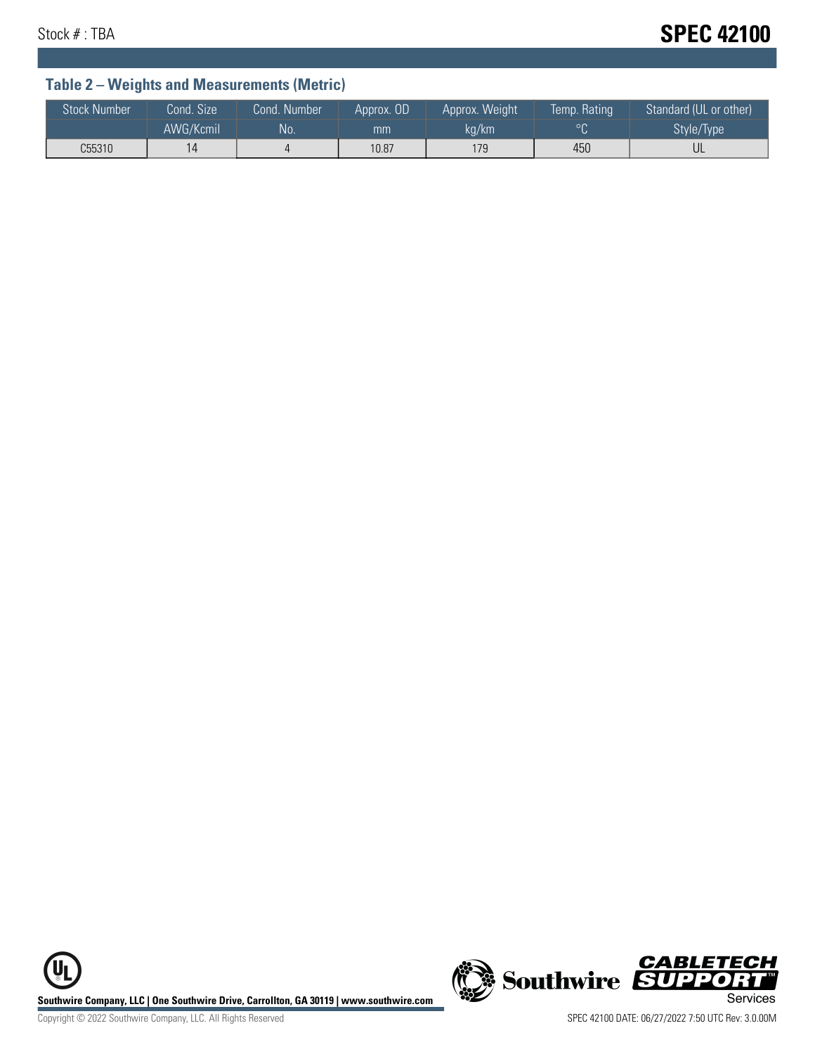### Table 2 – Weights and Measurements (Metric)

| Stock Number | Cond. Size | Cond. Number | Approx. OD | Approx. Weight | Temp. Rating | Standard (UL or other) |
|---|---|---|---|---|---|---|
| | AWG/Kcmil | No. | mm | kg/km | °C | Style/Type |
| C55310 | 14 | 4 | 10.87 | 179 | 450 | UL |